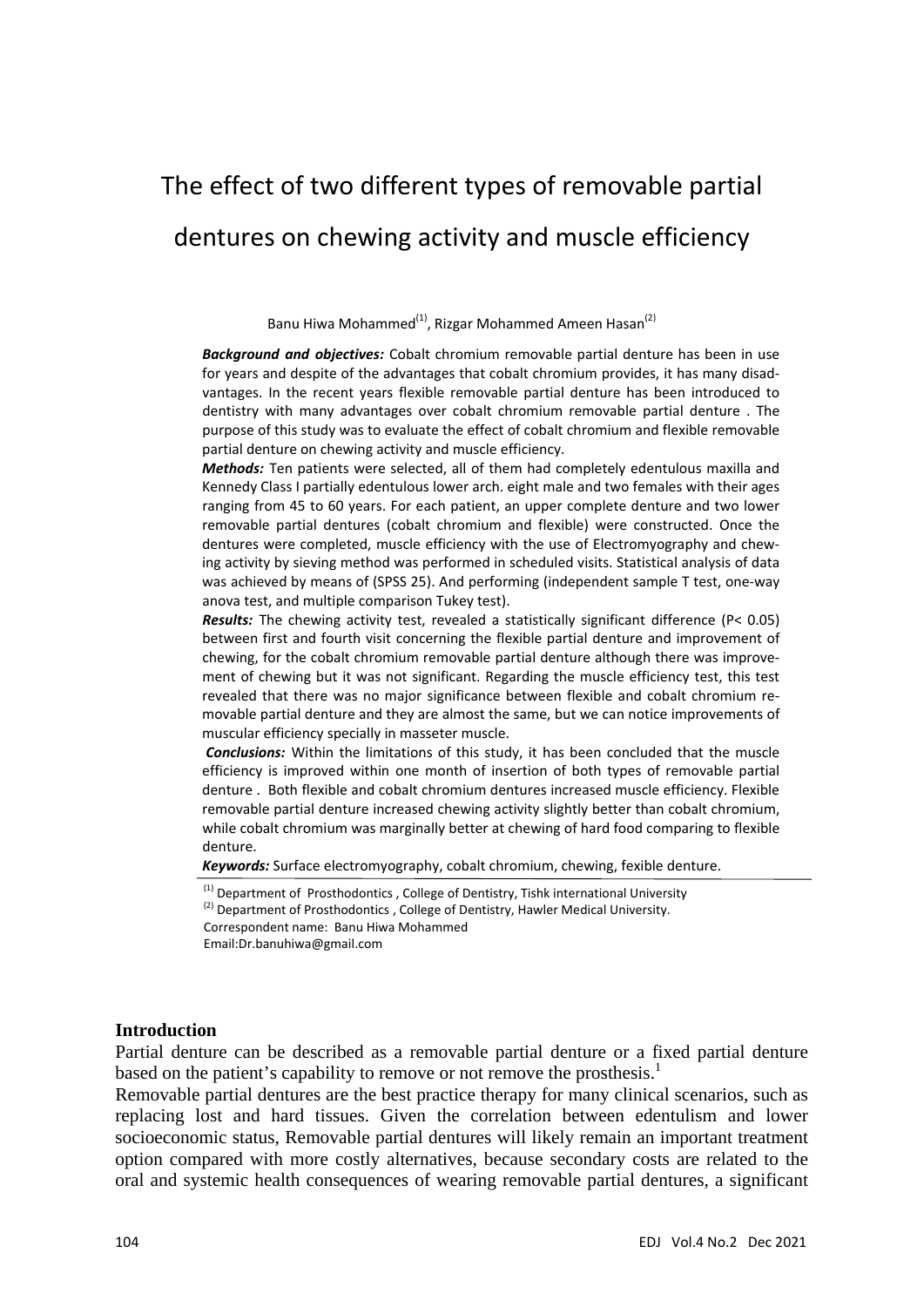# The effect of two different types of removable partial dentures on chewing activity and muscle efficiency

Banu Hiwa Mohammed[1], Rizgar Mohammed Ameen Hasan[2]

***Background and objectives:*** Cobalt chromium removable partial denture has been in use for years and despite of the advantages that cobalt chromium provides, it has many disadvantages. In the recent years flexible removable partial denture has been introduced to dentistry with many advantages over cobalt chromium removable partial denture . The purpose of this study was to evaluate the effect of cobalt chromium and flexible removable partial denture on chewing activity and muscle efficiency.

***Methods:*** Ten patients were selected, all of them had completely edentulous maxilla and Kennedy Class I partially edentulous lower arch. eight male and two females with their ages ranging from 45 to 60 years. For each patient, an upper complete denture and two lower removable partial dentures (cobalt chromium and flexible) were constructed. Once the dentures were completed, muscle efficiency with the use of Electromyography and chewing activity by sieving method was performed in scheduled visits. Statistical analysis of data was achieved by means of (SPSS 25). And performing (independent sample T test, one-way anova test, and multiple comparison Tukey test).

***Results:*** The chewing activity test, revealed a statistically significant difference ($P < 0.05$) between first and fourth visit concerning the flexible partial denture and improvement of chewing, for the cobalt chromium removable partial denture although there was improvement of chewing but it was not significant. Regarding the muscle efficiency test, this test revealed that there was no major significance between flexible and cobalt chromium removable partial denture and they are almost the same, but we can notice improvements of muscular efficiency specially in masseter muscle.

***Conclusions:*** Within the limitations of this study, it has been concluded that the muscle efficiency is improved within one month of insertion of both types of removable partial denture . Both flexible and cobalt chromium dentures increased muscle efficiency. Flexible removable partial denture increased chewing activity slightly better than cobalt chromium, while cobalt chromium was marginally better at chewing of hard food comparing to flexible denture.

***Keywords:*** Surface electromyography, cobalt chromium, chewing, fexible denture.

[1] Department of Prosthodontics , College of Dentistry, Tishk international University
[2] Department of Prosthodontics , College of Dentistry, Hawler Medical University.
Correspondent name: Banu Hiwa Mohammed
Email:Dr.banuhiwa@gmail.com

## Introduction

Partial denture can be described as a removable partial denture or a fixed partial denture based on the patient's capability to remove or not remove the prosthesis.[1]

Removable partial dentures are the best practice therapy for many clinical scenarios, such as replacing lost and hard tissues. Given the correlation between edentulism and lower socioeconomic status, Removable partial dentures will likely remain an important treatment option compared with more costly alternatives, because secondary costs are related to the oral and systemic health consequences of wearing removable partial dentures, a significant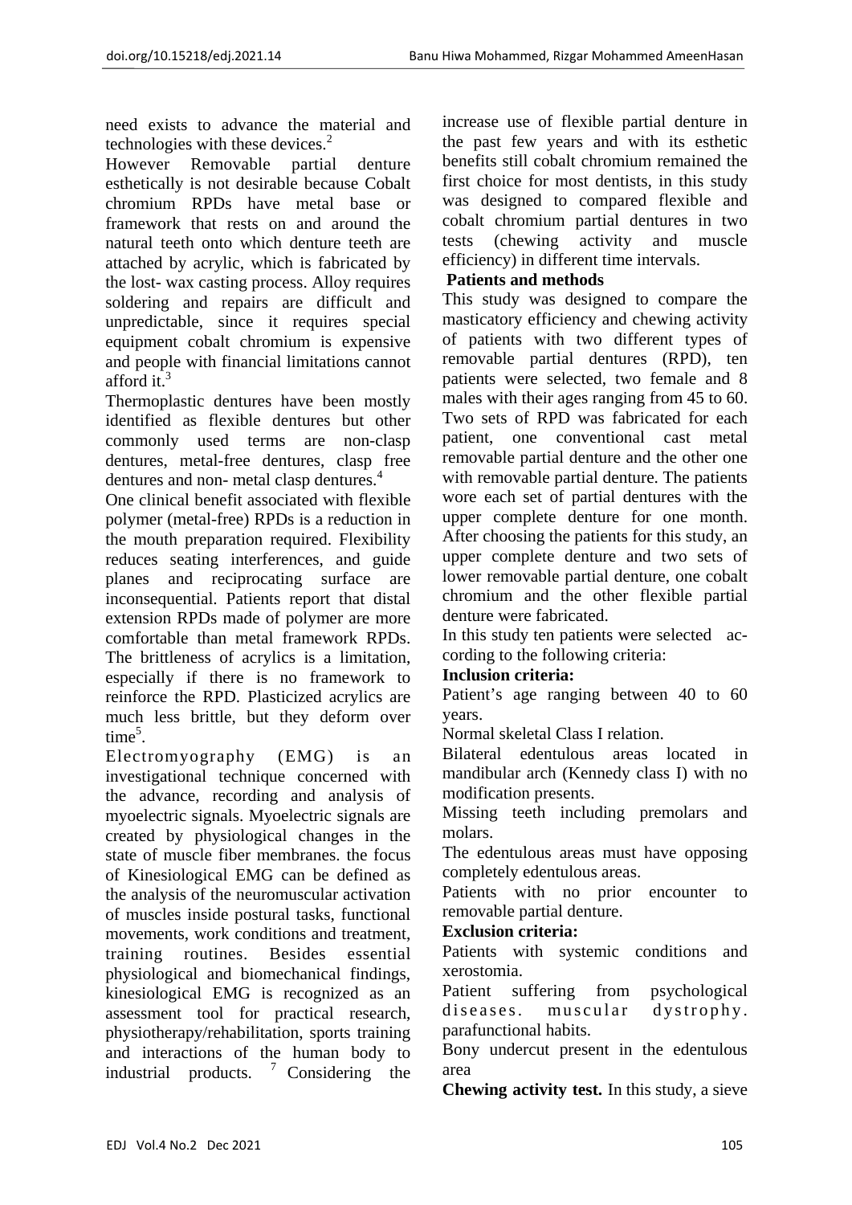need exists to advance the material and technologies with these devices.[2]

However Removable partial denture esthetically is not desirable because Cobalt chromium RPDs have metal base or framework that rests on and around the natural teeth onto which denture teeth are attached by acrylic, which is fabricated by the lost- wax casting process. Alloy requires soldering and repairs are difficult and unpredictable, since it requires special equipment cobalt chromium is expensive and people with financial limitations cannot afford it.[3]

Thermoplastic dentures have been mostly identified as flexible dentures but other commonly used terms are non-clasp dentures, metal-free dentures, clasp free dentures and non- metal clasp dentures.[4]

One clinical benefit associated with flexible polymer (metal-free) RPDs is a reduction in the mouth preparation required. Flexibility reduces seating interferences, and guide planes and reciprocating surface are inconsequential. Patients report that distal extension RPDs made of polymer are more comfortable than metal framework RPDs. The brittleness of acrylics is a limitation, especially if there is no framework to reinforce the RPD. Plasticized acrylics are much less brittle, but they deform over time[5].

Electromyography (EMG) is an investigational technique concerned with the advance, recording and analysis of myoelectric signals. Myoelectric signals are created by physiological changes in the state of muscle fiber membranes. the focus of Kinesiological EMG can be defined as the analysis of the neuromuscular activation of muscles inside postural tasks, functional movements, work conditions and treatment, training routines. Besides essential physiological and biomechanical findings, kinesiological EMG is recognized as an assessment tool for practical research, physiotherapy/rehabilitation, sports training and interactions of the human body to industrial products. [7] Considering the increase use of flexible partial denture in the past few years and with its esthetic benefits still cobalt chromium remained the first choice for most dentists, in this study was designed to compared flexible and cobalt chromium partial dentures in two tests (chewing activity and muscle efficiency) in different time intervals.

## Patients and methods

This study was designed to compare the masticatory efficiency and chewing activity of patients with two different types of removable partial dentures (RPD), ten patients were selected, two female and 8 males with their ages ranging from 45 to 60. Two sets of RPD was fabricated for each patient, one conventional cast metal removable partial denture and the other one with removable partial denture. The patients wore each set of partial dentures with the upper complete denture for one month. After choosing the patients for this study, an upper complete denture and two sets of lower removable partial denture, one cobalt chromium and the other flexible partial denture were fabricated.

In this study ten patients were selected according to the following criteria:

**Inclusion criteria:**

Patient's age ranging between 40 to 60 years.

Normal skeletal Class I relation.

Bilateral edentulous areas located in mandibular arch (Kennedy class I) with no modification presents.

Missing teeth including premolars and molars.

The edentulous areas must have opposing completely edentulous areas.

Patients with no prior encounter to removable partial denture.

**Exclusion criteria:**

Patients with systemic conditions and xerostomia.

Patient suffering from psychological diseases. muscular dystrophy. parafunctional habits.

Bony undercut present in the edentulous area

**Chewing activity test.** In this study, a sieve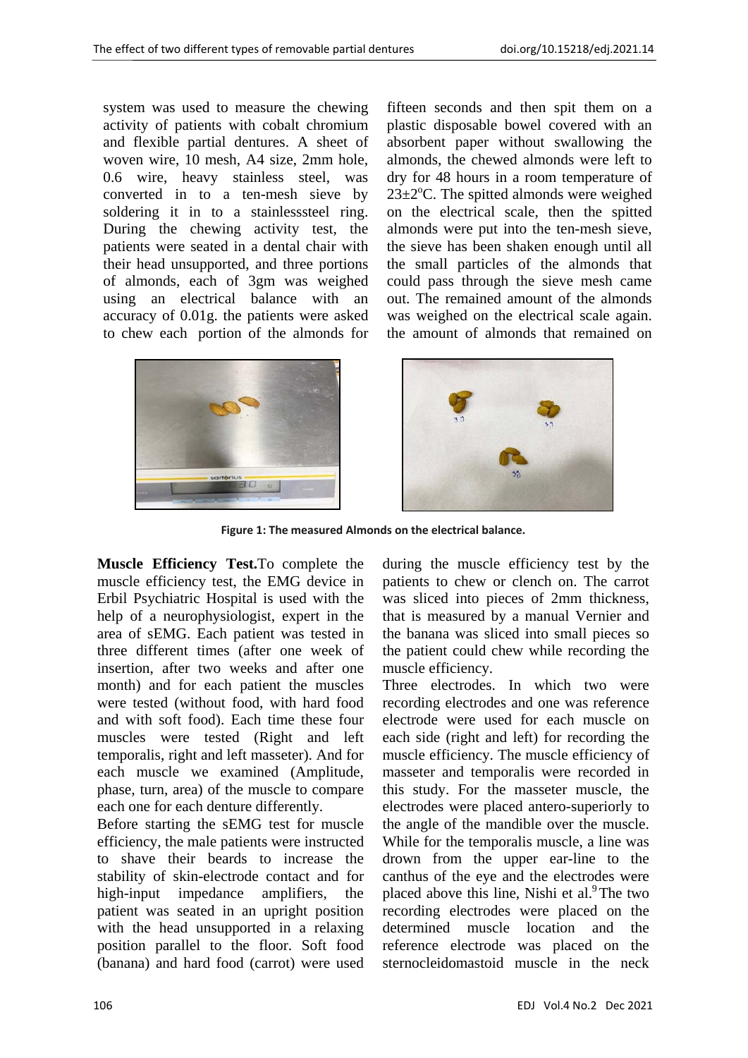system was used to measure the chewing activity of patients with cobalt chromium and flexible partial dentures. A sheet of woven wire, 10 mesh, A4 size, 2mm hole, 0.6 wire, heavy stainless steel, was converted in to a ten-mesh sieve by soldering it in to a stainlesssteel ring. During the chewing activity test, the patients were seated in a dental chair with their head unsupported, and three portions of almonds, each of 3gm was weighed using an electrical balance with an accuracy of 0.01g. the patients were asked to chew each portion of the almonds for fifteen seconds and then spit them on a plastic disposable bowel covered with an absorbent paper without swallowing the almonds, the chewed almonds were left to dry for 48 hours in a room temperature of $23\pm2^{o}$C. The spitted almonds were weighed on the electrical scale, then the spitted almonds were put into the ten-mesh sieve, the sieve has been shaken enough until all the small particles of the almonds that could pass through the sieve mesh came out. The remained amount of the almonds was weighed on the electrical scale again. the amount of almonds that remained on

**Figure 1: The measured Almonds on the electrical balance.**

**Muscle Efficiency Test.** To complete the muscle efficiency test, the EMG device in Erbil Psychiatric Hospital is used with the help of a neurophysiologist, expert in the area of sEMG. Each patient was tested in three different times (after one week of insertion, after two weeks and after one month) and for each patient the muscles were tested (without food, with hard food and with soft food). Each time these four muscles were tested (Right and left temporalis, right and left masseter). And for each muscle we examined (Amplitude, phase, turn, area) of the muscle to compare each one for each denture differently.

Before starting the sEMG test for muscle efficiency, the male patients were instructed to shave their beards to increase the stability of skin-electrode contact and for high-input impedance amplifiers, the patient was seated in an upright position with the head unsupported in a relaxing position parallel to the floor. Soft food (banana) and hard food (carrot) were used during the muscle efficiency test by the patients to chew or clench on. The carrot was sliced into pieces of 2mm thickness, that is measured by a manual Vernier and the banana was sliced into small pieces so the patient could chew while recording the muscle efficiency.

Three electrodes. In which two were recording electrodes and one was reference electrode were used for each muscle on each side (right and left) for recording the muscle efficiency. The muscle efficiency of masseter and temporalis were recorded in this study. For the masseter muscle, the electrodes were placed antero-superiorly to the angle of the mandible over the muscle. While for the temporalis muscle, a line was drown from the upper ear-line to the canthus of the eye and the electrodes were placed above this line, Nishi et al.[9] The two recording electrodes were placed on the determined muscle location and the reference electrode was placed on the sternocleidomastoid muscle in the neck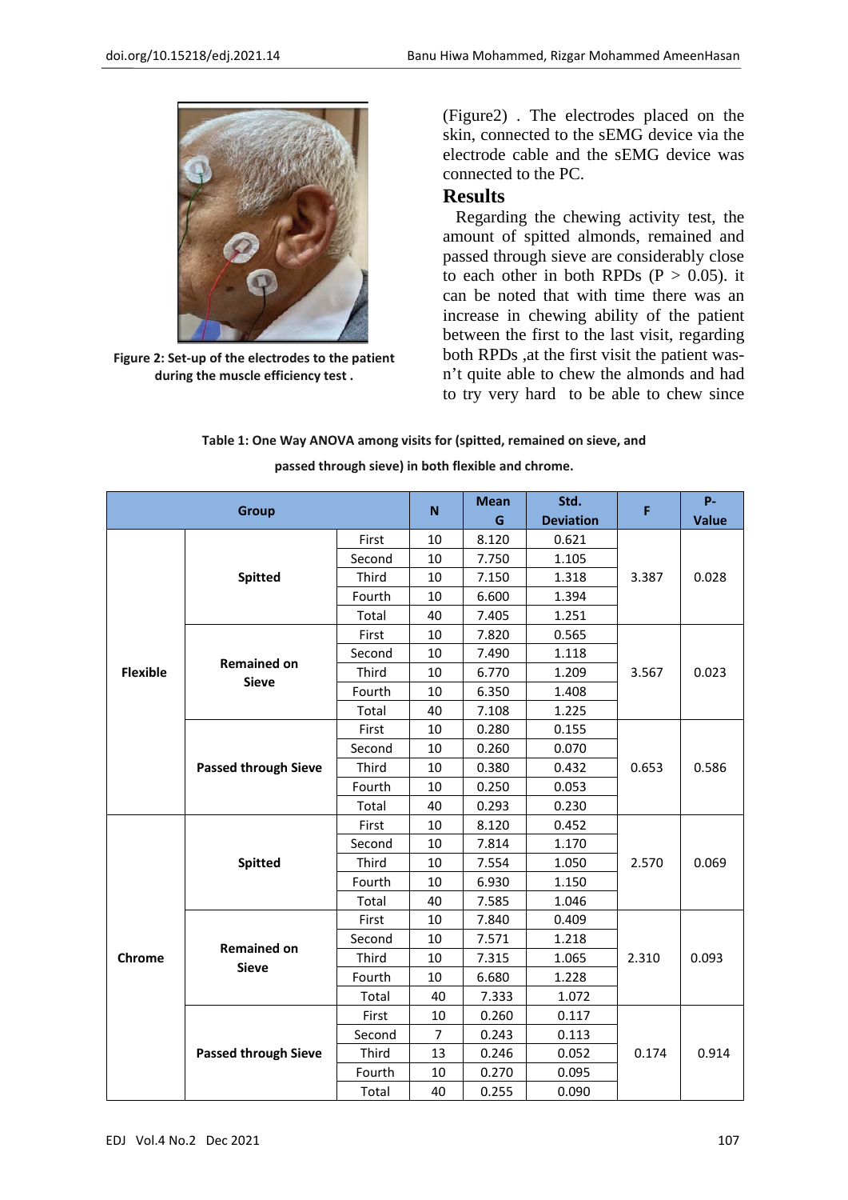Figure 2: Set-up of the electrodes to the patient during the muscle efficiency test .

(Figure2) . The electrodes placed on the skin, connected to the sEMG device via the electrode cable and the sEMG device was connected to the PC.

## Results

Regarding the chewing activity test, the amount of spitted almonds, remained and passed through sieve are considerably close to each other in both RPDs ($P > 0.05$). it can be noted that with time there was an increase in chewing ability of the patient between the first to the last visit, regarding both RPDs ,at the first visit the patient wasn't quite able to chew the almonds and had to try very hard to be able to chew since

**Table 1: One Way ANOVA among visits for (spitted, remained on sieve, and passed through sieve) in both flexible and chrome.**

| Group | | | N | Mean G | Std. Deviation | F | P-Value |
|---|---|---|---|---|---|---|---|
| Flexible | Spitted | First | 10 | 8.120 | 0.621 | 3.387 | 0.028 |
| | | Second | 10 | 7.750 | 1.105 | | |
| | | Third | 10 | 7.150 | 1.318 | | |
| | | Fourth | 10 | 6.600 | 1.394 | | |
| | | Total | 40 | 7.405 | 1.251 | | |
| | Remained on Sieve | First | 10 | 7.820 | 0.565 | 3.567 | 0.023 |
| | | Second | 10 | 7.490 | 1.118 | | |
| | | Third | 10 | 6.770 | 1.209 | | |
| | | Fourth | 10 | 6.350 | 1.408 | | |
| | | Total | 40 | 7.108 | 1.225 | | |
| | Passed through Sieve | First | 10 | 0.280 | 0.155 | 0.653 | 0.586 |
| | | Second | 10 | 0.260 | 0.070 | | |
| | | Third | 10 | 0.380 | 0.432 | | |
| | | Fourth | 10 | 0.250 | 0.053 | | |
| | | Total | 40 | 0.293 | 0.230 | | |
| Chrome | Spitted | First | 10 | 8.120 | 0.452 | 2.570 | 0.069 |
| | | Second | 10 | 7.814 | 1.170 | | |
| | | Third | 10 | 7.554 | 1.050 | | |
| | | Fourth | 10 | 6.930 | 1.150 | | |
| | | Total | 40 | 7.585 | 1.046 | | |
| | Remained on Sieve | First | 10 | 7.840 | 0.409 | 2.310 | 0.093 |
| | | Second | 10 | 7.571 | 1.218 | | |
| | | Third | 10 | 7.315 | 1.065 | | |
| | | Fourth | 10 | 6.680 | 1.228 | | |
| | | Total | 40 | 7.333 | 1.072 | | |
| | Passed through Sieve | First | 10 | 0.260 | 0.117 | 0.174 | 0.914 |
| | | Second | 7 | 0.243 | 0.113 | | |
| | | Third | 13 | 0.246 | 0.052 | | |
| | | Fourth | 10 | 0.270 | 0.095 | | |
| | | Total | 40 | 0.255 | 0.090 | | |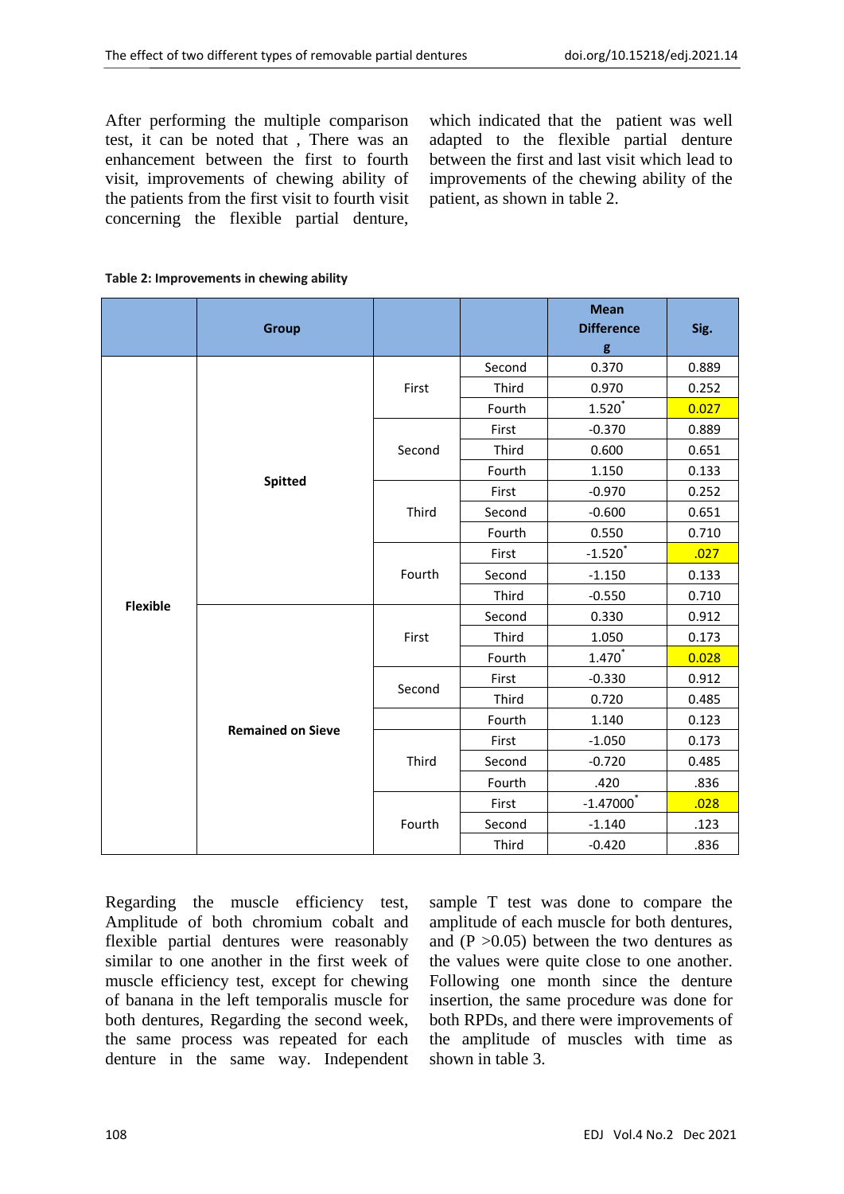After performing the multiple comparison test, it can be noted that , There was an enhancement between the first to fourth visit, improvements of chewing ability of the patients from the first visit to fourth visit concerning the flexible partial denture, which indicated that the patient was well adapted to the flexible partial denture between the first and last visit which lead to improvements of the chewing ability of the patient, as shown in table 2.

**Table 2: Improvements in chewing ability**

| | Group | | | Mean Difference g | Sig. |
|---|---|---|---|---|---|
| Flexible | Spitted | First | Second | 0.370 | 0.889 |
| | | | Third | 0.970 | 0.252 |
| | | | Fourth | 1.520* | 0.027 |
| | | Second | First | -0.370 | 0.889 |
| | | | Third | 0.600 | 0.651 |
| | | | Fourth | 1.150 | 0.133 |
| | | Third | First | -0.970 | 0.252 |
| | | | Second | -0.600 | 0.651 |
| | | | Fourth | 0.550 | 0.710 |
| | | Fourth | First | -1.520* | .027 |
| | | | Second | -1.150 | 0.133 |
| | | | Third | -0.550 | 0.710 |
| | Remained on Sieve | First | Second | 0.330 | 0.912 |
| | | | Third | 1.050 | 0.173 |
| | | | Fourth | 1.470* | 0.028 |
| | | Second | First | -0.330 | 0.912 |
| | | | Third | 0.720 | 0.485 |
| | | | Fourth | 1.140 | 0.123 |
| | | Third | First | -1.050 | 0.173 |
| | | | Second | -0.720 | 0.485 |
| | | | Fourth | .420 | .836 |
| | | Fourth | First | -1.47000* | .028 |
| | | | Second | -1.140 | .123 |
| | | | Third | -0.420 | .836 |

Regarding the muscle efficiency test, Amplitude of both chromium cobalt and flexible partial dentures were reasonably similar to one another in the first week of muscle efficiency test, except for chewing of banana in the left temporalis muscle for both dentures, Regarding the second week, the same process was repeated for each denture in the same way. Independent sample T test was done to compare the amplitude of each muscle for both dentures, and (P >0.05) between the two dentures as the values were quite close to one another. Following one month since the denture insertion, the same procedure was done for both RPDs, and there were improvements of the amplitude of muscles with time as shown in table 3.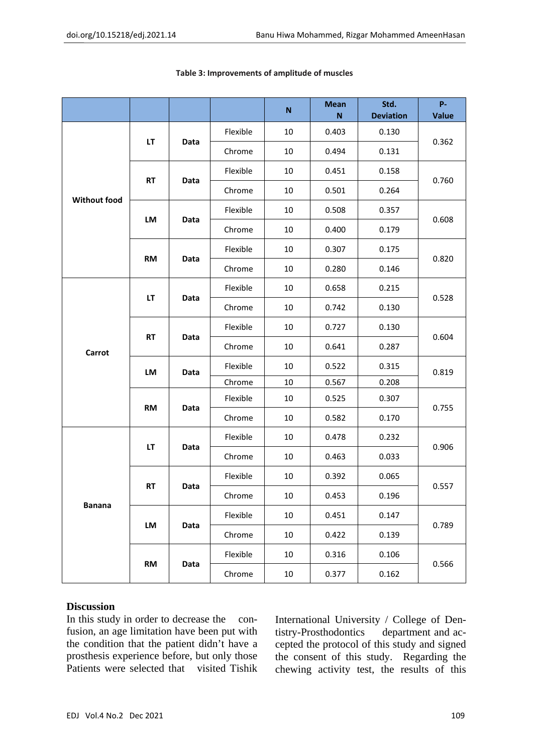**Table 3: Improvements of amplitude of muscles**

| | | | | N | Mean N | Std. Deviation | P-Value |
|---|---|---|---|---|---|---|---|
| **Without food** | **LT** | **Data** | Flexible | 10 | 0.403 | 0.130 | 0.362 |
| | | | Chrome | 10 | 0.494 | 0.131 | |
| | **RT** | **Data** | Flexible | 10 | 0.451 | 0.158 | 0.760 |
| | | | Chrome | 10 | 0.501 | 0.264 | |
| | **LM** | **Data** | Flexible | 10 | 0.508 | 0.357 | 0.608 |
| | | | Chrome | 10 | 0.400 | 0.179 | |
| | **RM** | **Data** | Flexible | 10 | 0.307 | 0.175 | 0.820 |
| | | | Chrome | 10 | 0.280 | 0.146 | |
| **Carrot** | **LT** | **Data** | Flexible | 10 | 0.658 | 0.215 | 0.528 |
| | | | Chrome | 10 | 0.742 | 0.130 | |
| | **RT** | **Data** | Flexible | 10 | 0.727 | 0.130 | 0.604 |
| | | | Chrome | 10 | 0.641 | 0.287 | |
| | **LM** | **Data** | Flexible | 10 | 0.522 | 0.315 | 0.819 |
| | | | Chrome | 10 | 0.567 | 0.208 | |
| | **RM** | **Data** | Flexible | 10 | 0.525 | 0.307 | 0.755 |
| | | | Chrome | 10 | 0.582 | 0.170 | |
| **Banana** | **LT** | **Data** | Flexible | 10 | 0.478 | 0.232 | 0.906 |
| | | | Chrome | 10 | 0.463 | 0.033 | |
| | **RT** | **Data** | Flexible | 10 | 0.392 | 0.065 | 0.557 |
| | | | Chrome | 10 | 0.453 | 0.196 | |
| | **LM** | **Data** | Flexible | 10 | 0.451 | 0.147 | 0.789 |
| | | | Chrome | 10 | 0.422 | 0.139 | |
| | **RM** | **Data** | Flexible | 10 | 0.316 | 0.106 | 0.566 |
| | | | Chrome | 10 | 0.377 | 0.162 | |

## Discussion

In this study in order to decrease the confusion, an age limitation have been put with the condition that the patient didn't have a prosthesis experience before, but only those Patients were selected that visited Tishik International University / College of Dentistry-Prosthodontics department and accepted the protocol of this study and signed the consent of this study. Regarding the chewing activity test, the results of this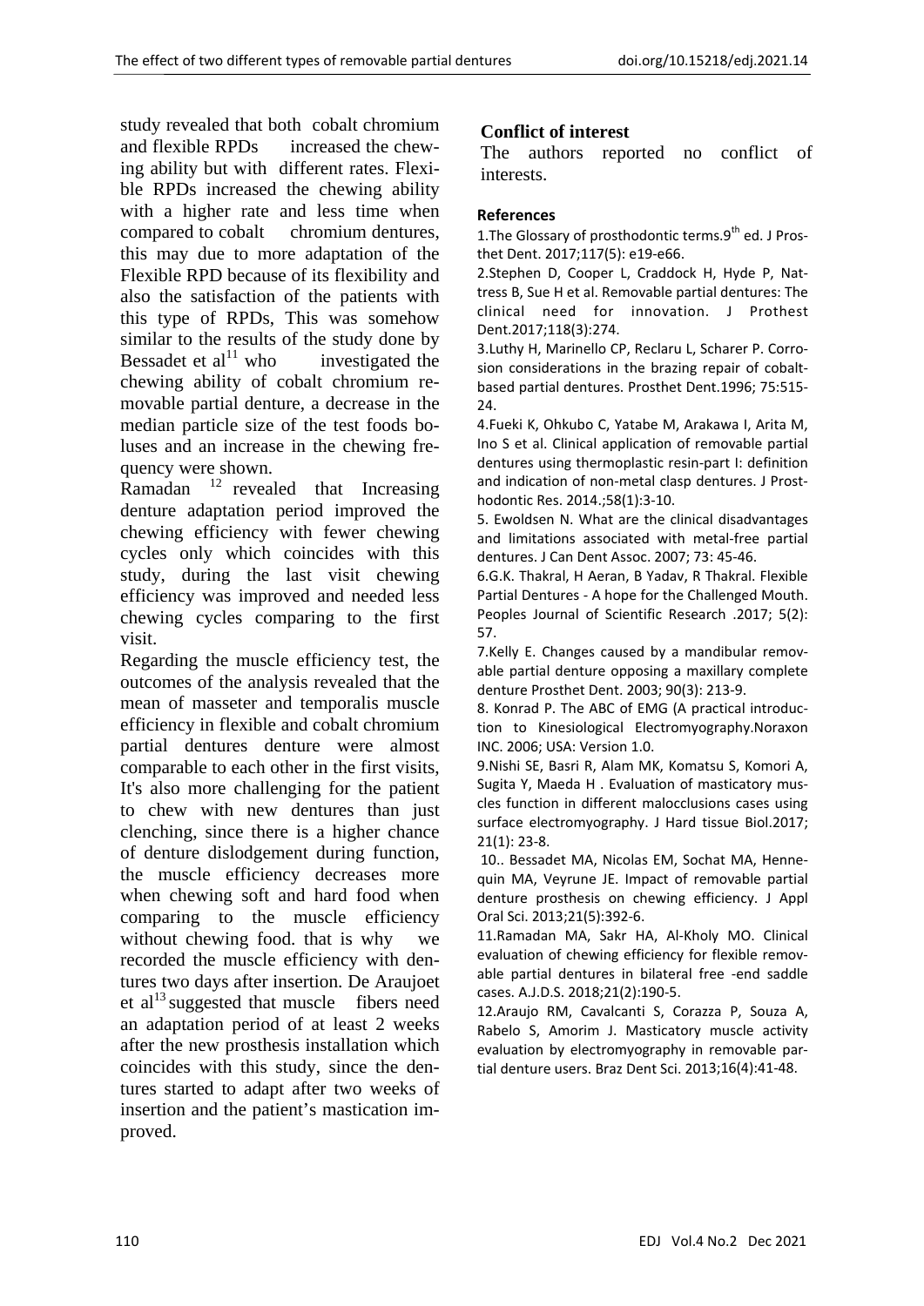study revealed that both cobalt chromium and flexible RPDs increased the chewing ability but with different rates. Flexible RPDs increased the chewing ability with a higher rate and less time when compared to cobalt chromium dentures, this may due to more adaptation of the Flexible RPD because of its flexibility and also the satisfaction of the patients with this type of RPDs, This was somehow similar to the results of the study done by Bessadet et al[11] who investigated the chewing ability of cobalt chromium removable partial denture, a decrease in the median particle size of the test foods boluses and an increase in the chewing frequency were shown.

Ramadan [12] revealed that Increasing denture adaptation period improved the chewing efficiency with fewer chewing cycles only which coincides with this study, during the last visit chewing efficiency was improved and needed less chewing cycles comparing to the first visit.

Regarding the muscle efficiency test, the outcomes of the analysis revealed that the mean of masseter and temporalis muscle efficiency in flexible and cobalt chromium partial dentures denture were almost comparable to each other in the first visits, It's also more challenging for the patient to chew with new dentures than just clenching, since there is a higher chance of denture dislodgement during function, the muscle efficiency decreases more when chewing soft and hard food when comparing to the muscle efficiency without chewing food. that is why we recorded the muscle efficiency with dentures two days after insertion. De Araujoet et al[13] suggested that muscle fibers need an adaptation period of at least 2 weeks after the new prosthesis installation which coincides with this study, since the dentures started to adapt after two weeks of insertion and the patient's mastication improved.

## Conflict of interest

The authors reported no conflict of interests.

## References

1.The Glossary of prosthodontic terms.9th ed. J Prosthet Dent. 2017;117(5): e19-e66.

2.Stephen D, Cooper L, Craddock H, Hyde P, Nattress B, Sue H et al. Removable partial dentures: The clinical need for innovation. J Prothest Dent.2017;118(3):274.

3.Luthy H, Marinello CP, Reclaru L, Scharer P. Corrosion considerations in the brazing repair of cobalt-based partial dentures. Prosthet Dent.1996; 75:515-24.

4.Fueki K, Ohkubo C, Yatabe M, Arakawa I, Arita M, Ino S et al. Clinical application of removable partial dentures using thermoplastic resin-part I: definition and indication of non-metal clasp dentures. J Prosthodontic Res. 2014.;58(1):3-10.

5. Ewoldsen N. What are the clinical disadvantages and limitations associated with metal-free partial dentures. J Can Dent Assoc. 2007; 73: 45-46.

6.G.K. Thakral, H Aeran, B Yadav, R Thakral. Flexible Partial Dentures - A hope for the Challenged Mouth. Peoples Journal of Scientific Research .2017; 5(2): 57.

7.Kelly E. Changes caused by a mandibular removable partial denture opposing a maxillary complete denture Prosthet Dent. 2003; 90(3): 213-9.

8. Konrad P. The ABC of EMG (A practical introduction to Kinesiological Electromyography.Noraxon INC. 2006; USA: Version 1.0.

9.Nishi SE, Basri R, Alam MK, Komatsu S, Komori A, Sugita Y, Maeda H . Evaluation of masticatory muscles function in different malocclusions cases using surface electromyography. J Hard tissue Biol.2017; 21(1): 23-8.

10.. Bessadet MA, Nicolas EM, Sochat MA, Hennequin MA, Veyrune JE. Impact of removable partial denture prosthesis on chewing efficiency. J Appl Oral Sci. 2013;21(5):392-6.

11.Ramadan MA, Sakr HA, Al-Kholy MO. Clinical evaluation of chewing efficiency for flexible removable partial dentures in bilateral free -end saddle cases. A.J.D.S. 2018;21(2):190-5.

12.Araujo RM, Cavalcanti S, Corazza P, Souza A, Rabelo S, Amorim J. Masticatory muscle activity evaluation by electromyography in removable partial denture users. Braz Dent Sci. 2013;16(4):41-48.